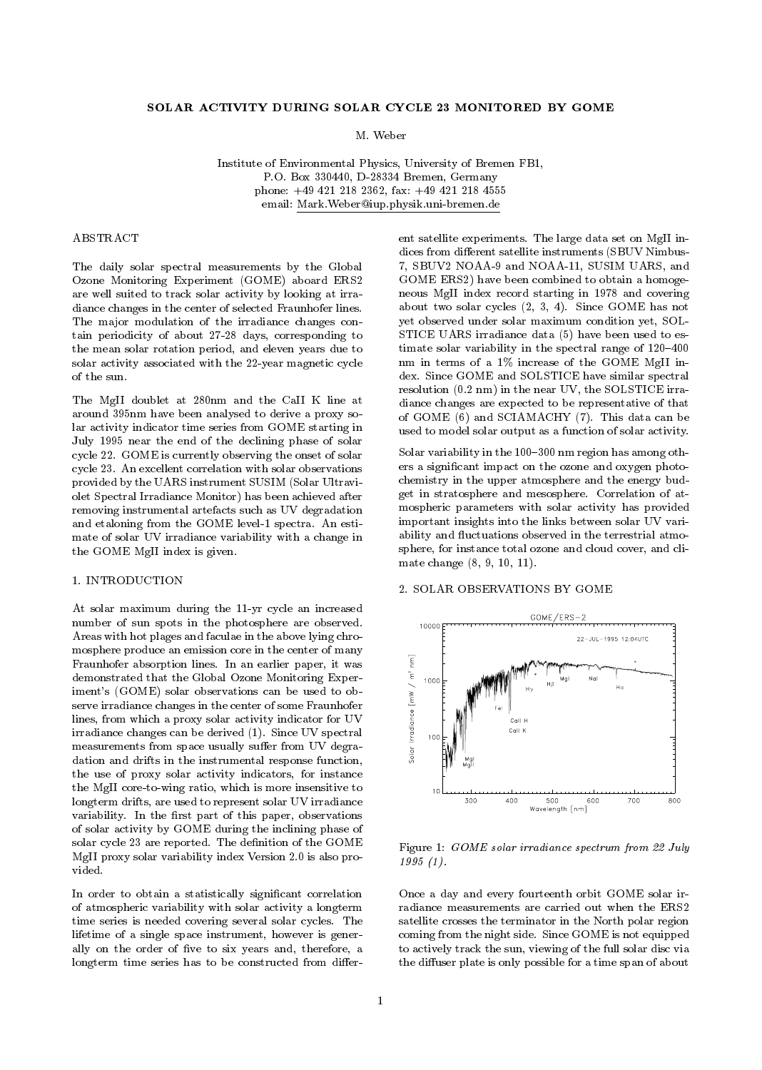# SOLAR ACTIVITY DURING SOLAR CYCLE 23 MONITORED BY GOME

M. Weber

Institute of Environmental Physics, University of Bremen FB1,
P.O. Box 330440, D-28334 Bremen, Germany
phone: +49 421 218 2362, fax: +49 421 218 4555
email: Mark.Weber@iup.physik.uni-bremen.de

## ABSTRACT

The daily solar spectral measurements by the Global Ozone Monitoring Experiment (GOME) aboard ERS2 are well suited to track solar activity by looking at irradiance changes in the center of selected Fraunhofer lines. The major modulation of the irradiance changes contain periodicity of about 27-28 days, corresponding to the mean solar rotation period, and eleven years due to solar activity associated with the 22-year magnetic cycle of the sun.

The MgII doublet at 280nm and the CaII K line at around 395nm have been analysed to derive a proxy solar activity indicator time series from GOME starting in July 1995 near the end of the declining phase of solar cycle 22. GOME is currently observing the onset of solar cycle 23. An excellent correlation with solar observations provided by the UARS instrument SUSIM (Solar Ultraviolet Spectral Irradiance Monitor) has been achieved after removing instrumental artefacts such as UV degradation and etaloning from the GOME level-1 spectra. An estimate of solar UV irradiance variability with a change in the GOME MgII index is given.

## 1. INTRODUCTION

At solar maximum during the 11-yr cycle an increased number of sun spots in the photosphere are observed. Areas with hot plages and faculae in the above lying chromosphere produce an emission core in the center of many Fraunhofer absorption lines. In an earlier paper, it was demonstrated that the Global Ozone Monitoring Experiment's (GOME) solar observations can be used to observe irradiance changes in the center of some Fraunhofer lines, from which a proxy solar activity indicator for UV irradiance changes can be derived (1). Since UV spectral measurements from space usually suffer from UV degradation and drifts in the instrumental response function, the use of proxy solar activity indicators, for instance the MgII core-to-wing ratio, which is more insensitive to longterm drifts, are used to represent solar UV irradiance variability. In the first part of this paper, observations of solar activity by GOME during the inclining phase of solar cycle 23 are reported. The definition of the GOME MgII proxy solar variability index Version 2.0 is also provided.

In order to obtain a statistically significant correlation of atmospheric variability with solar activity a longterm time series is needed covering several solar cycles. The lifetime of a single space instrument, however is generally on the order of five to six years and, therefore, a longterm time series has to be constructed from different satellite experiments. The large data set on MgII indices from different satellite instruments (SBUV Nimbus-7, SBUV2 NOAA-9 and NOAA-11, SUSIM UARS, and GOME ERS2) have been combined to obtain a homogeneous MgII index record starting in 1978 and covering about two solar cycles (2, 3, 4). Since GOME has not yet observed under solar maximum condition yet, SOLSTICE UARS irradiance data (5) have been used to estimate solar variability in the spectral range of 120–400 nm in terms of a 1% increase of the GOME MgII index. Since GOME and SOLSTICE have similar spectral resolution (0.2 nm) in the near UV, the SOLSTICE irradiance changes are expected to be representative of that of GOME (6) and SCIAMACHY (7). This data can be used to model solar output as a function of solar activity.

Solar variability in the 100–300 nm region has among others a significant impact on the ozone and oxygen photochemistry in the upper atmosphere and the energy budget in stratosphere and mesosphere. Correlation of atmospheric parameters with solar activity has provided important insights into the links between solar UV variability and fluctuations observed in the terrestrial atmosphere, for instance total ozone and cloud cover, and climate change (8, 9, 10, 11).

## 2. SOLAR OBSERVATIONS BY GOME

Figure 1: *GOME solar irradiance spectrum from 22 July 1995 (1).*

Once a day and every fourteenth orbit GOME solar irradiance measurements are carried out when the ERS2 satellite crosses the terminator in the North polar region coming from the night side. Since GOME is not equipped to actively track the sun, viewing of the full solar disc via the diffuser plate is only possible for a time span of about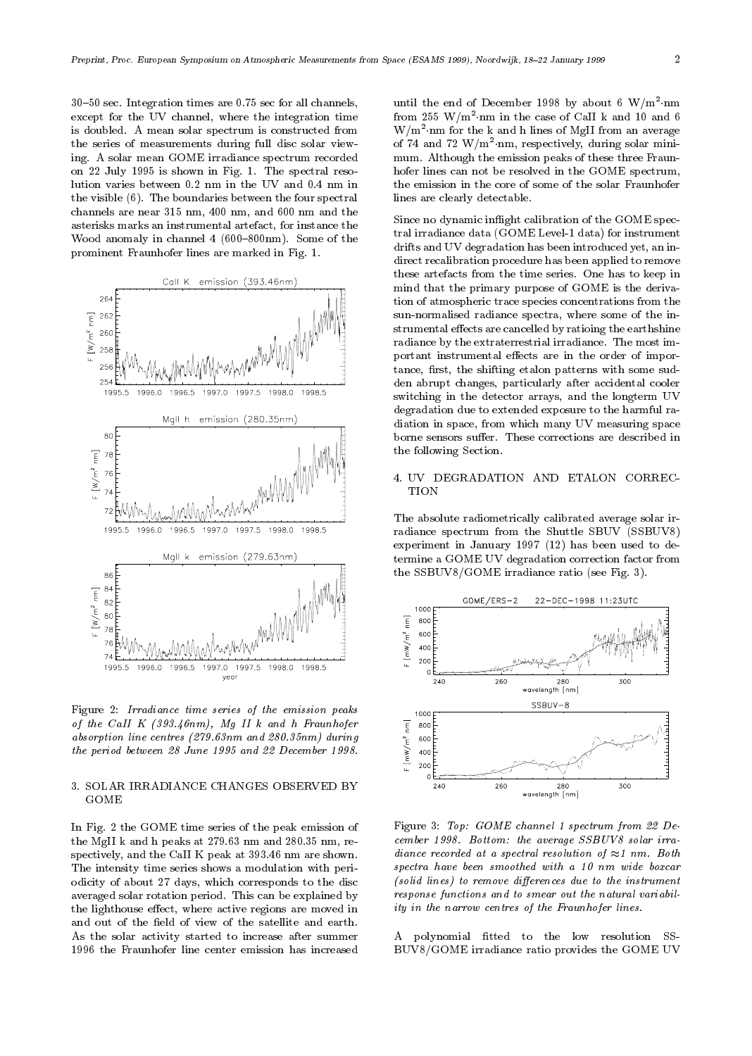30–50 sec. Integration times are 0.75 sec for all channels, except for the UV channel, where the integration time is doubled. A mean solar spectrum is constructed from the series of measurements during full disc solar viewing. A solar mean GOME irradiance spectrum recorded on 22 July 1995 is shown in Fig. 1. The spectral resolution varies between 0.2 nm in the UV and 0.4 nm in the visible (6). The boundaries between the four spectral channels are near 315 nm, 400 nm, and 600 nm and the asterisks marks an instrumental artefact, for instance the Wood anomaly in channel 4 (600–800nm). Some of the prominent Fraunhofer lines are marked in Fig. 1.

*Figure 2: Irradiance time series of the emission peaks of the CaII K (393.46nm), Mg II k and h Fraunhofer absorption line centres (279.63nm and 280.35nm) during the period between 28 June 1995 and 22 December 1998.*

## 3. SOLAR IRRADIANCE CHANGES OBSERVED BY GOME

In Fig. 2 the GOME time series of the peak emission of the MgII k and h peaks at 279.63 nm and 280.35 nm, respectively, and the CaII K peak at 393.46 nm are shown. The intensity time series shows a modulation with periodicity of about 27 days, which corresponds to the disc averaged solar rotation period. This can be explained by the lighthouse effect, where active regions are moved in and out of the field of view of the satellite and earth. As the solar activity started to increase after summer 1996 the Fraunhofer line center emission has increased until the end of December 1998 by about 6 $W/m^2 \cdot nm$ from 255 $W/m^2 \cdot nm$ in the case of CaII k and 10 and 6 $W/m^2 \cdot nm$ for the k and h lines of MgII from an average of 74 and 72 $W/m^2 \cdot nm$, respectively, during solar minimum. Although the emission peaks of these three Fraunhofer lines can not be resolved in the GOME spectrum, the emission in the core of some of the solar Fraunhofer lines are clearly detectable.

Since no dynamic inflight calibration of the GOME spectral irradiance data (GOME Level-1 data) for instrument drifts and UV degradation has been introduced yet, an indirect recalibration procedure has been applied to remove these artefacts from the time series. One has to keep in mind that the primary purpose of GOME is the derivation of atmospheric trace species concentrations from the sun-normalised radiance spectra, where some of the instrumental effects are cancelled by ratioing the earthshine radiance by the extraterrestrial irradiance. The most important instrumental effects are in the order of importance, first, the shifting etalon patterns with some sudden abrupt changes, particularly after accidental cooler switching in the detector arrays, and the longterm UV degradation due to extended exposure to the harmful radiation in space, from which many UV measuring space borne sensors suffer. These corrections are described in the following Section.

## 4. UV DEGRADATION AND ETALON CORRECTION

The absolute radiometrically calibrated average solar irradiance spectrum from the Shuttle SBUV (SSBUV8) experiment in January 1997 (12) has been used to determine a GOME UV degradation correction factor from the SSBUV8/GOME irradiance ratio (see Fig. 3).

*Figure 3: Top: GOME channel 1 spectrum from 22 December 1998. Bottom: the average SSBUV8 solar irradiance recorded at a spectral resolution of ≈1 nm. Both spectra have been smoothed with a 10 nm wide boxcar (solid lines) to remove differences due to the instrument response functions and to smear out the natural variability in the narrow centres of the Fraunhofer lines.*

A polynomial fitted to the low resolution SSBUV8/GOME irradiance ratio provides the GOME UV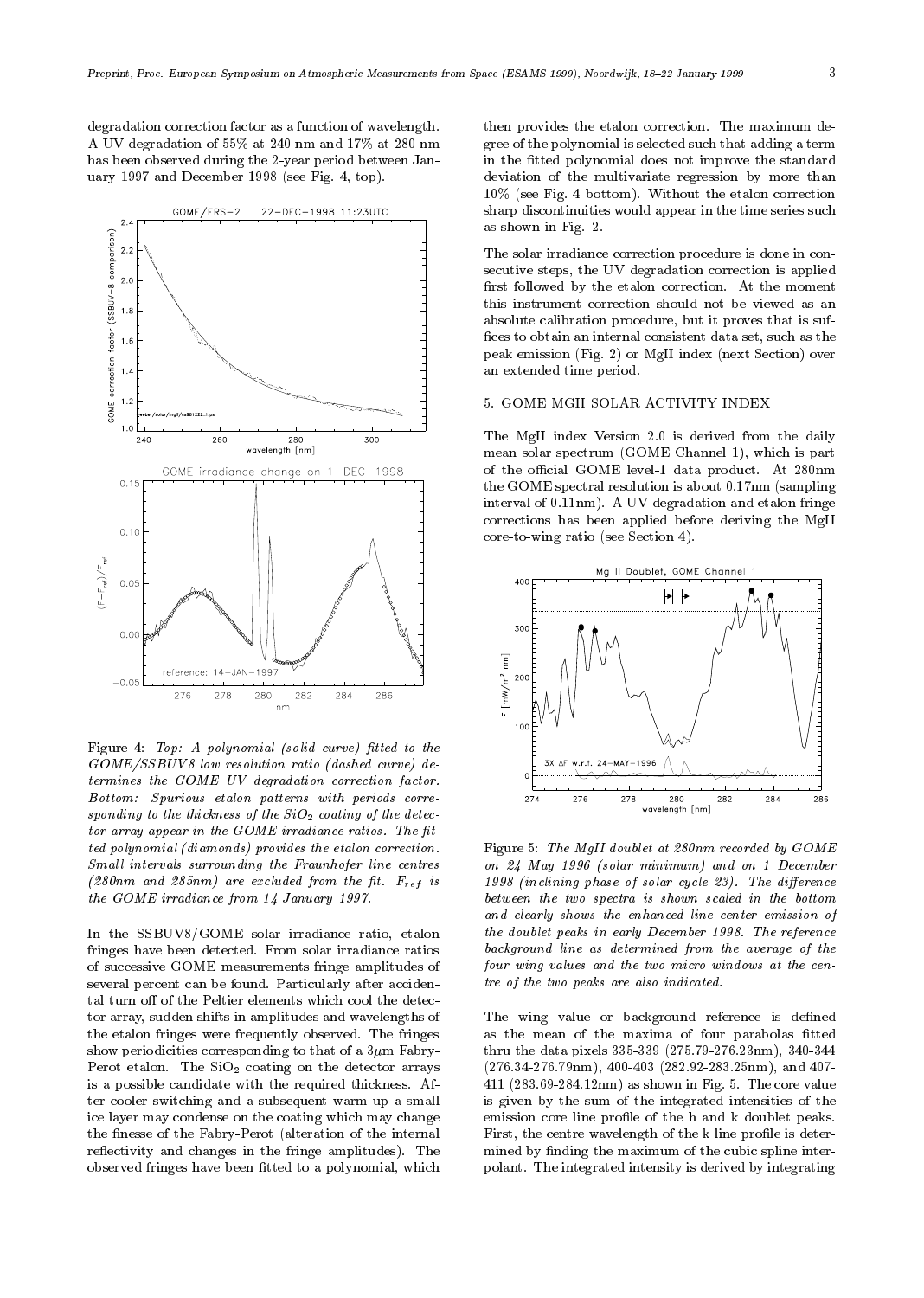degradation correction factor as a function of wavelength. A UV degradation of 55% at 240 nm and 17% at 280 nm has been observed during the 2-year period between January 1997 and December 1998 (see Fig. 4, top).

Figure 4: *Top: A polynomial (solid curve) fitted to the GOME/SSBUV8 low resolution ratio (dashed curve) determines the GOME UV degradation correction factor. Bottom: Spurious etalon patterns with periods corresponding to the thickness of the $SiO_2$ coating of the detector array may appear in the GOME irradiance ratios. The fitted polynomial (diamonds) provides the etalon correction. Small intervals surrounding the Fraunhofer line centres (280nm and 285nm) are excluded from the fit. $F_{ref}$ is the GOME irradiance from 14 January 1997.*

In the SSBUV8/GOME solar irradiance ratio, etalon fringes have been detected. From solar irradiance ratios of successive GOME measurements fringe amplitudes of several percent can be found. Particularly after accidental turn off of the Peltier elements which cool the detector array, sudden shifts in amplitudes and wavelengths of the etalon fringes were frequently observed. The fringes show periodicities corresponding to that of a 3$\mu$m Fabry-Perot etalon. The $SiO_2$ coating on the detector arrays is a possible candidate with the required thickness. After cooler switching and a subsequent warm-up a small ice layer may condense on the coating which may change the finesse of the Fabry-Perot (alteration of the internal reflectivity and changes in the fringe amplitudes). The observed fringes have been fitted to a polynomial, which then provides the etalon correction. The maximum degree of the polynomial is selected such that adding a term in the fitted polynomial does not improve the standard deviation of the multivariate regression by more than 10% (see Fig. 4 bottom). Without the etalon correction sharp discontinuities would appear in the time series such as shown in Fig. 2.

The solar irradiance correction procedure is done in consecutive steps, the UV degradation correction is applied first followed by the etalon correction. At the moment this instrument correction should not be viewed as an absolute calibration procedure, but it proves that is suffices to obtain an internal consistent data set, such as the peak emission (Fig. 2) or MgII index (next Section) over an extended time period.

## 5. GOME MGII SOLAR ACTIVITY INDEX

The MgII index Version 2.0 is derived from the daily mean solar spectrum (GOME Channel 1), which is part of the official GOME level-1 data product. At 280nm the GOME spectral resolution is about 0.17nm (sampling interval of 0.11nm). A UV degradation and etalon fringe corrections has been applied before deriving the MgII core-to-wing ratio (see Section 4).

Figure 5: *The MgII doublet at 280nm recorded by GOME on 24 May 1996 (solar minimum) and on 1 December 1998 (inclining phase of solar cycle 23). The difference between the two spectra is shown scaled in the bottom and clearly shows the enhanced line center emission of the doublet peaks in early December 1998. The reference background line as determined from the average of the four wing values and the two micro windows at the centre of the two peaks are also indicated.*

The wing value or background reference is defined as the mean of the maxima of four parabolas fitted thru the data pixels 335-339 (275.79-276.23nm), 340-344 (276.34-276.79nm), 400-403 (282.92-283.25nm), and 407-411 (283.69-284.12nm) as shown in Fig. 5. The core value is given by the sum of the integrated intensities of the emission core line profile of the h and k doublet peaks. First, the centre wavelength of the k line profile is determined by finding the maximum of the cubic spline interpolant. The integrated intensity is derived by integrating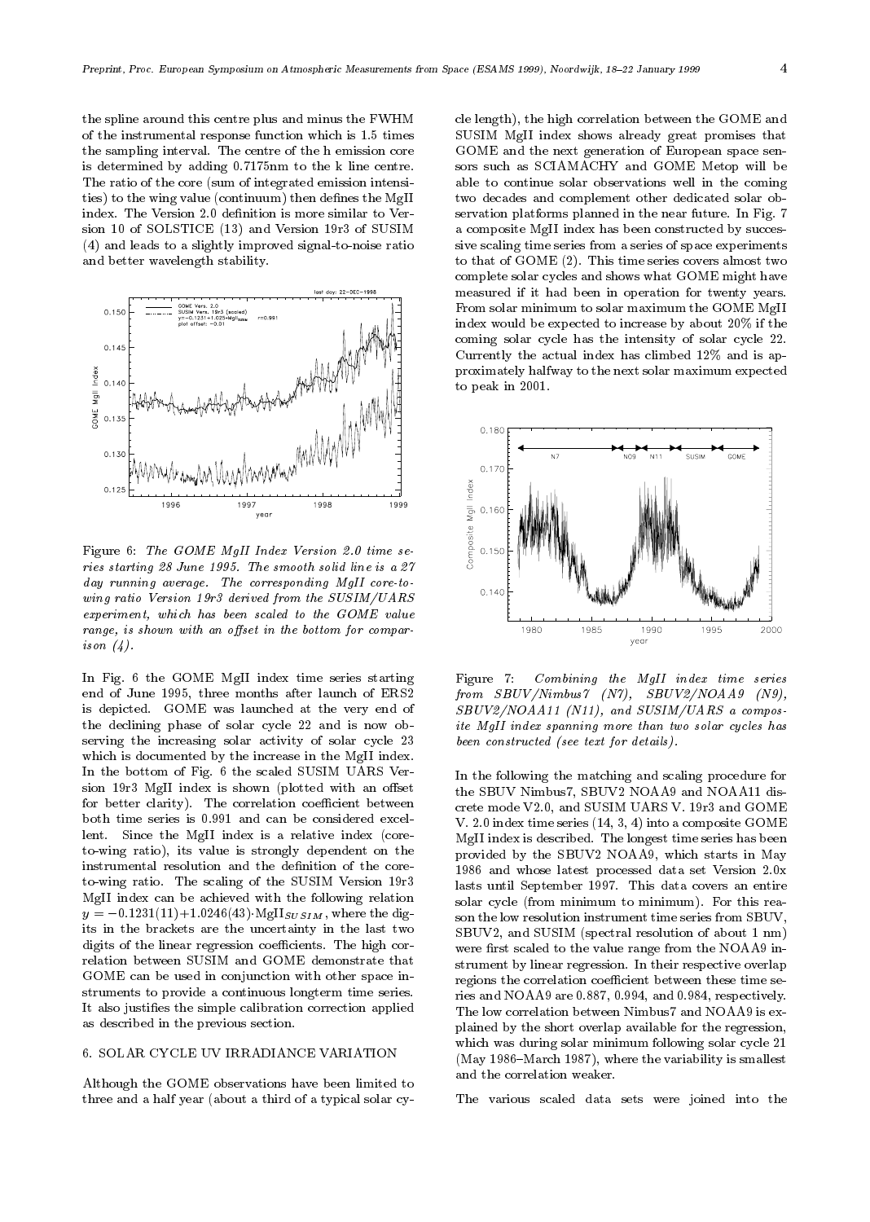the spline around this centre plus and minus the FWHM of the instrumental response function which is 1.5 times the sampling interval. The centre of the h emission core is determined by adding 0.7175nm to the k line centre. The ratio of the core (sum of integrated emission intensities) to the wing value (continuum) then defines the MgII index. The Version 2.0 definition is more similar to Version 10 of SOLSTICE (13) and Version 19r3 of SUSIM (4) and leads to a slightly improved signal-to-noise ratio and better wavelength stability.

Figure 6: *The GOME MgII Index Version 2.0 time series starting 28 June 1995. The smooth solid line is a 27 day running average. The corresponding MgII core-to-wing ratio Version 19r3 derived from the SUSIM/UARS experiment, which has been scaled to the GOME value range, is shown with an offset in the bottom for comparison (4).*

In Fig. 6 the GOME MgII index time series starting end of June 1995, three months after launch of ERS2 is depicted. GOME was launched at the very end of the declining phase of solar cycle 22 and is now observing the increasing solar activity of solar cycle 23 which is documented by the increase in the MgII index. In the bottom of Fig. 6 the scaled SUSIM UARS Version 19r3 MgII index is shown (plotted with an offset for better clarity). The correlation coefficient between both time series is 0.991 and can be considered excellent. Since the MgII index is a relative index (core-to-wing ratio), its value is strongly dependent on the instrumental resolution and the definition of the core-to-wing ratio. The scaling of the SUSIM Version 19r3 MgII index can be achieved with the following relation $y = -0.1231(11) + 1.0246(43) \cdot \mathrm{MgII}_{SUSIM}$, where the digits in the brackets are the uncertainty in the last two digits of the linear regression coefficients. The high correlation between SUSIM and GOME demonstrate that GOME can be used in conjunction with other space instruments to provide a continuous longterm time series. It also justifies the simple calibration correction applied as described in the previous section.

## 6. SOLAR CYCLE UV IRRADIANCE VARIATION

Although the GOME observations have been limited to three and a half year (about a third of a typical solar cycle length), the high correlation between the GOME and SUSIM MgII index shows already great promises that GOME and the next generation of European space sensors such as SCIAMACHY and GOME Metop will be able to continue solar observations well in the coming two decades and complement other dedicated solar observation platforms planned in the near future. In Fig. 7 a composite MgII index has been constructed by successive scaling time series from a series of space experiments to that of GOME (2). This time series covers almost two complete solar cycles and shows what GOME might have measured if it had been in operation for twenty years. From solar minimum to solar maximum the GOME MgII index would be expected to increase by about 20% if the coming solar cycle has the intensity of solar cycle 22. Currently the actual index has climbed 12% and is approximately halfway to the next solar maximum expected to peak in 2001.

Figure 7: *Combining the MgII index time series from SBUV/Nimbus7 (N7), SBUV2/NOAA9 (N9), SBUV2/NOAA11 (N11), and SUSIM/UARS a composite MgII index spanning more than two solar cycles has been constructed (see text for details).*

In the following the matching and scaling procedure for the SBUV Nimbus7, SBUV2 NOAA9 and NOAA11 discrete mode V2.0, and SUSIM UARS V. 19r3 and GOME V. 2.0 index time series (14, 3, 4) into a composite GOME MgII index is described. The longest time series has been provided by the SBUV2 NOAA9, which starts in May 1986 and whose latest processed data set Version 2.0x lasts until September 1997. This data covers an entire solar cycle (from minimum to minimum). For this reason the low resolution instrument time series from SBUV, SBUV2, and SUSIM (spectral resolution of about 1 nm) were first scaled to the value range from the NOAA9 instrument by linear regression. In their respective overlap regions the correlation coefficient between these time series and NOAA9 are 0.887, 0.994, and 0.984, respectively. The low correlation between Nimbus7 and NOAA9 is explained by the short overlap available for the regression, which was during solar minimum following solar cycle 21 (May 1986–March 1987), where the variability is smallest and the correlation weaker.

The various scaled data sets were joined into the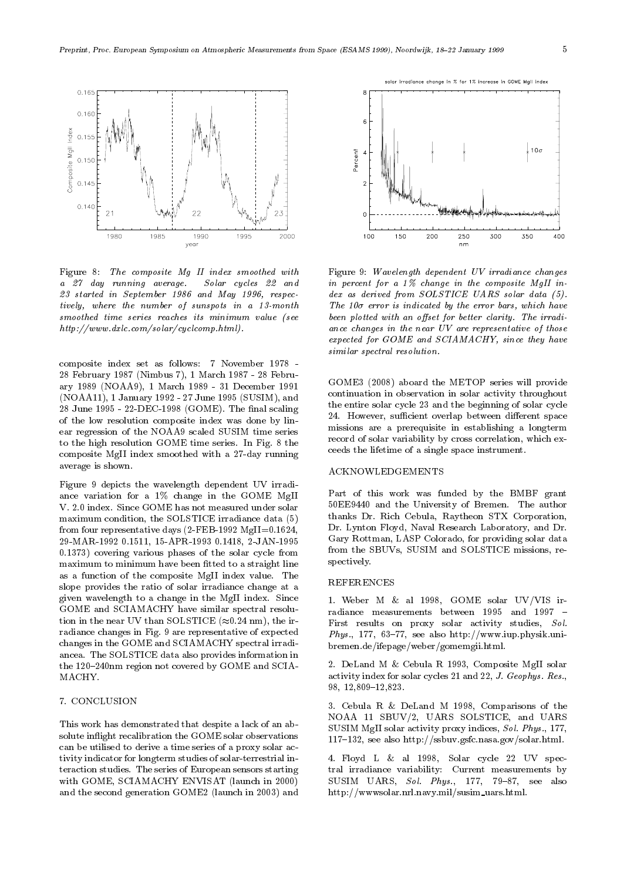Figure 8: *The composite Mg II index smoothed with a 27 day running average. Solar cycles 22 and 23 started in September 1986 and May 1996, respectively, where the number of sunspots in a 13-month smoothed time series reaches its minimum value (see http://www.dxlc.com/solar/cyclcomp.html).*

composite index set as follows: 7 November 1978 - 28 February 1987 (Nimbus 7), 1 March 1987 - 28 February 1989 (NOAA9), 1 March 1989 - 31 December 1991 (NOAA11), 1 January 1992 - 27 June 1995 (SUSIM), and 28 June 1995 - 22-DEC-1998 (GOME). The final scaling of the low resolution composite index was done by linear regression of the NOAA9 scaled SUSIM time series to the high resolution GOME time series. In Fig. 8 the composite MgII index smoothed with a 27-day running average is shown.

Figure 9 depicts the wavelength dependent UV irradiance variation for a 1% change in the GOME MgII V. 2.0 index. Since GOME has not measured under solar maximum condition, the SOLSTICE irradiance data (5) from four representative days (2-FEB-1992 MgII=0.1624, 29-MAR-1992 0.1511, 15-APR-1993 0.1418, 2-JAN-1995 0.1373) covering various phases of the solar cycle from maximum to minimum have been fitted to a straight line as a function of the composite MgII index value. The slope provides the ratio of solar irradiance change at a given wavelength to a change in the MgII index. Since GOME and SCIAMACHY have similar spectral resolution in the near UV than SOLSTICE ($\approx$0.24 nm), the irradiance changes in Fig. 9 are representative of expected changes in the GOME and SCIAMACHY spectral irradiancea. The SOLSTICE data also provides information in the 120–240nm region not covered by GOME and SCIAMACHY.

## 7. CONCLUSION

This work has demonstrated that despite a lack of an absolute inflight recalibration the GOME solar observations can be utilised to derive a time series of a proxy solar activity indicator for longterm studies of solar-terrestrial interaction studies. The series of European sensors starting with GOME, SCIAMACHY ENVISAT (launch in 2000) and the second generation GOME2 (launch in 2003) and

Figure 9: *Wavelength dependent UV irradiance changes in percent for a 1% change in the composite MgII index as derived from SOLSTICE UARS solar data (5). The 10$\sigma$ error is indicated by the error bars, which have been plotted with an offset for better clarity. The irradiance changes in the near UV are representative of those expected for GOME and SCIAMACHY, since they have similar spectral resolution.*

GOME3 (2008) aboard the METOP series will provide continuation in observation in solar activity throughout the entire solar cycle 23 and the beginning of solar cycle 24. However, sufficient overlap between different space missions are a prerequisite in establishing a longterm record of solar variability by cross correlation, which exceeds the lifetime of a single space instrument.

## ACKNOWLEDGEMENTS

Part of this work was funded by the BMBF grant 50EE9440 and the University of Bremen. The author thanks Dr. Rich Cebula, Raytheon STX Corporation, Dr. Lynton Floyd, Naval Research Laboratory, and Dr. Gary Rottman, LASP Colorado, for providing solar data from the SBUVs, SUSIM and SOLSTICE missions, respectively.

## REFERENCES

1. Weber M & al 1998, GOME solar UV/VIS irradiance measurements between 1995 and 1997 – First results on proxy solar activity studies, *Sol. Phys.*, 177, 63–77, see also http://www.iup.physik.uni-bremen.de/ifepage/weber/gomemgii.html.

2. DeLand M & Cebula R 1993, Composite MgII solar activity index for solar cycles 21 and 22, *J. Geophys. Res.*, 98, 12,809–12,823.

3. Cebula R & DeLand M 1998, Comparisons of the NOAA 11 SBUV/2, UARS SOLSTICE, and UARS SUSIM MgII solar activity proxy indices, *Sol. Phys.*, 177, 117–132, see also http://ssbuv.gsfc.nasa.gov/solar.html.

4. Floyd L & al 1998, Solar cycle 22 UV spectral irradiance variability: Current measurements by SUSIM UARS, *Sol. Phys.*, 177, 79–87, see also http://wwwsolar.nrl.navy.mil/susim_uars.html.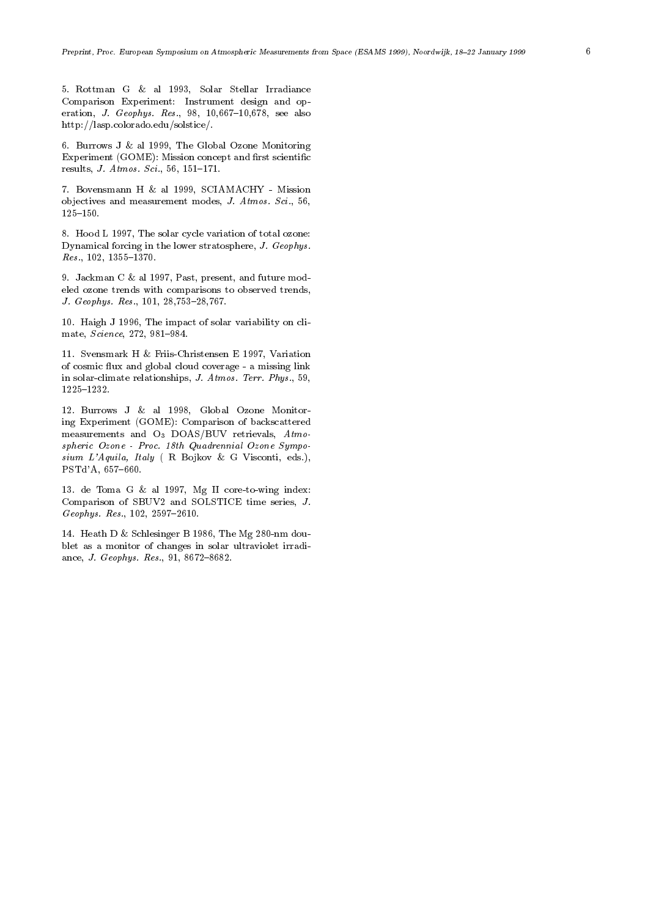5. Rottman G & al 1993, Solar Stellar Irradiance Comparison Experiment: Instrument design and operation, *J. Geophys. Res.*, 98, 10,667–10,678, see also http://lasp.colorado.edu/solstice/.

6. Burrows J & al 1999, The Global Ozone Monitoring Experiment (GOME): Mission concept and first scientific results, *J. Atmos. Sci.*, 56, 151–171.

7. Bovensmann H & al 1999, SCIAMACHY - Mission objectives and measurement modes, *J. Atmos. Sci.*, 56, 125–150.

8. Hood L 1997, The solar cycle variation of total ozone: Dynamical forcing in the lower stratosphere, *J. Geophys. Res.*, 102, 1355–1370.

9. Jackman C & al 1997, Past, present, and future modeled ozone trends with comparisons to observed trends, *J. Geophys. Res.*, 101, 28,753–28,767.

10. Haigh J 1996, The impact of solar variability on climate, *Science*, 272, 981–984.

11. Svensmark H & Friis-Christensen E 1997, Variation of cosmic flux and global cloud coverage - a missing link in solar-climate relationships, *J. Atmos. Terr. Phys.*, 59, 1225–1232.

12. Burrows J & al 1998, Global Ozone Monitoring Experiment (GOME): Comparison of backscattered measurements and $O_3$ DOAS/BUV retrievals, *Atmospheric Ozone - Proc. 18th Quadrennial Ozone Symposium L'Aquila, Italy* ( R Bojkov & G Visconti, eds.), PSTd'A, 657–660.

13. de Toma G & al 1997, Mg II core-to-wing index: Comparison of SBUV2 and SOLSTICE time series, *J. Geophys. Res.*, 102, 2597–2610.

14. Heath D & Schlesinger B 1986, The Mg 280-nm doublet as a monitor of changes in solar ultraviolet irradiance, *J. Geophys. Res.*, 91, 8672–8682.